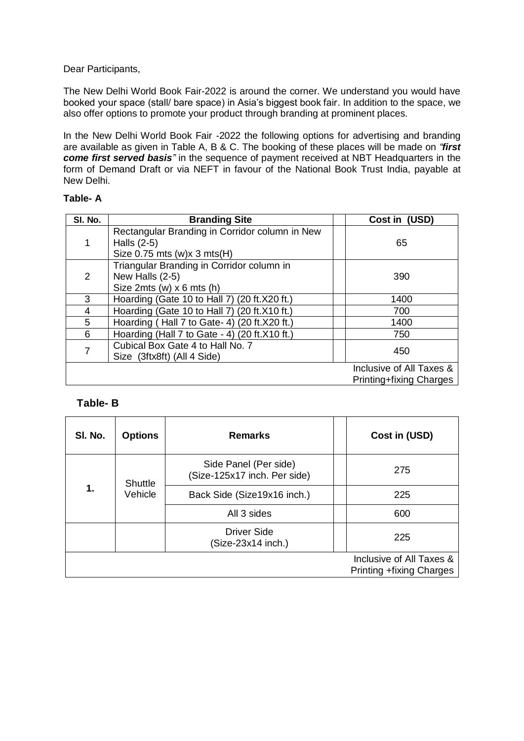Dear Participants,

The New Delhi World Book Fair-2022 is around the corner. We understand you would have booked your space (stall/ bare space) in Asia's biggest book fair. In addition to the space, we also offer options to promote your product through branding at prominent places.

In the New Delhi World Book Fair -2022 the following options for advertising and branding are available as given in Table A, B & C. The booking of these places will be made on *"**first come first served basis**"* in the sequence of payment received at NBT Headquarters in the form of Demand Draft or via NEFT in favour of the National Book Trust India, payable at New Delhi.

**Table- A**

| Sl. No. | Branding Site | | Cost in (USD) |
|---|---|---|---|
| 1 | Rectangular Branding in Corridor column in New Halls (2-5) Size 0.75 mts (w)x 3 mts(H) | | 65 |
| 2 | Triangular Branding in Corridor column in New Halls (2-5) Size 2mts (w) x 6 mts (h) | | 390 |
| 3 | Hoarding (Gate 10 to Hall 7) (20 ft.X20 ft.) | | 1400 |
| 4 | Hoarding (Gate 10 to Hall 7) (20 ft.X10 ft.) | | 700 |
| 5 | Hoarding ( Hall 7 to Gate- 4) (20 ft.X20 ft.) | | 1400 |
| 6 | Hoarding (Hall 7 to Gate - 4) (20 ft.X10 ft.) | | 750 |
| 7 | Cubical Box Gate 4 to Hall No. 7 Size (3ftx8ft) (All 4 Side) | | 450 |
| | | | Inclusive of All Taxes & Printing+fixing Charges |

**Table- B**

| Sl. No. | Options | Remarks | | Cost in (USD) |
|---|---|---|---|---|
| 1. | Shuttle Vehicle | Side Panel (Per side) (Size-125x17 inch. Per side) | | 275 |
| | | Back Side (Size19x16 inch.) | | 225 |
| | | All 3 sides | | 600 |
| | | Driver Side (Size-23x14 inch.) | | 225 |
| | | | | Inclusive of All Taxes & Printing +fixing Charges |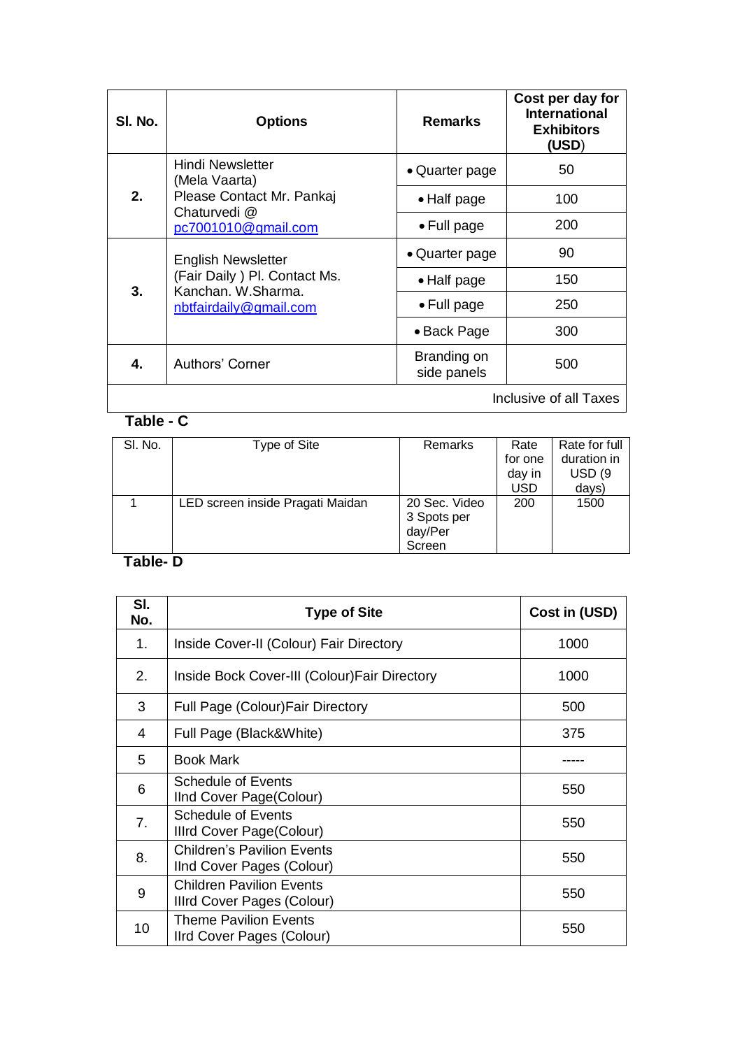| Sl. No. | Options | Remarks | Cost per day for International Exhibitors (USD) |
|---|---|---|---|
| **2.** | Hindi Newsletter (Mela Vaarta) Please Contact Mr. Pankaj Chaturvedi @ pc7001010@gmail.com | • Quarter page | 50 |
| | | • Half page | 100 |
| | | • Full page | 200 |
| **3.** | English Newsletter (Fair Daily ) Pl. Contact Ms. Kanchan. W.Sharma. nbtfairdaily@gmail.com | • Quarter page | 90 |
| | | • Half page | 150 |
| | | • Full page | 250 |
| | | • Back Page | 300 |
| **4.** | Authors' Corner | Branding on side panels | 500 |
| | | | Inclusive of all Taxes |

**Table - C**

| Sl. No. | Type of Site | Remarks | Rate for one day in USD | Rate for full duration in USD (9 days) |
|---|---|---|---|---|
| 1 | LED screen inside Pragati Maidan | 20 Sec. Video 3 Spots per day/Per Screen | 200 | 1500 |

**Table- D**

| Sl. No. | Type of Site | Cost in (USD) |
|---|---|---|
| 1. | Inside Cover-II (Colour) Fair Directory | 1000 |
| 2. | Inside Bock Cover-III (Colour)Fair Directory | 1000 |
| 3 | Full Page (Colour)Fair Directory | 500 |
| 4 | Full Page (Black&White) | 375 |
| 5 | Book Mark | ----- |
| 6 | Schedule of Events IInd Cover Page(Colour) | 550 |
| 7. | Schedule of Events IIIrd Cover Page(Colour) | 550 |
| 8. | Children's Pavilion Events IInd Cover Pages (Colour) | 550 |
| 9 | Children Pavilion Events IIIrd Cover Pages (Colour) | 550 |
| 10 | Theme Pavilion Events IIrd Cover Pages (Colour) | 550 |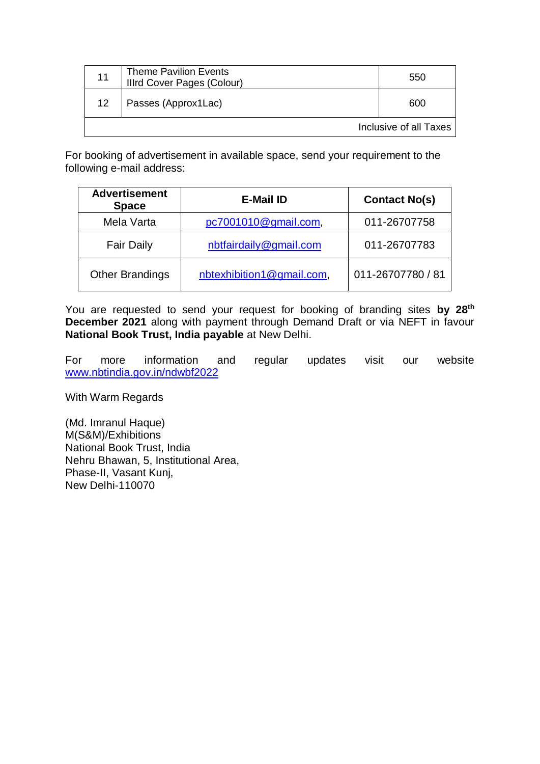| | | |
|---|---|---|
| 11 | Theme Pavilion Events<br>IIIrd Cover Pages (Colour) | 550 |
| 12 | Passes (Approx1Lac) | 600 |
| | | Inclusive of all Taxes |

For booking of advertisement in available space, send your requirement to the following e-mail address:

| Advertisement Space | E-Mail ID | Contact No(s) |
|---|---|---|
| Mela Varta | pc7001010@gmail.com, | 011-26707758 |
| Fair Daily | nbtfairdaily@gmail.com | 011-26707783 |
| Other Brandings | nbtexhibition1@gmail.com, | 011-26707780 / 81 |

You are requested to send your request for booking of branding sites **by 28th December 2021** along with payment through Demand Draft or via NEFT in favour **National Book Trust, India payable** at New Delhi.

For more information and regular updates visit our website www.nbtindia.gov.in/ndwbf2022

With Warm Regards

(Md. Imranul Haque)
M(S&M)/Exhibitions
National Book Trust, India
Nehru Bhawan, 5, Institutional Area,
Phase-II, Vasant Kunj,
New Delhi-110070